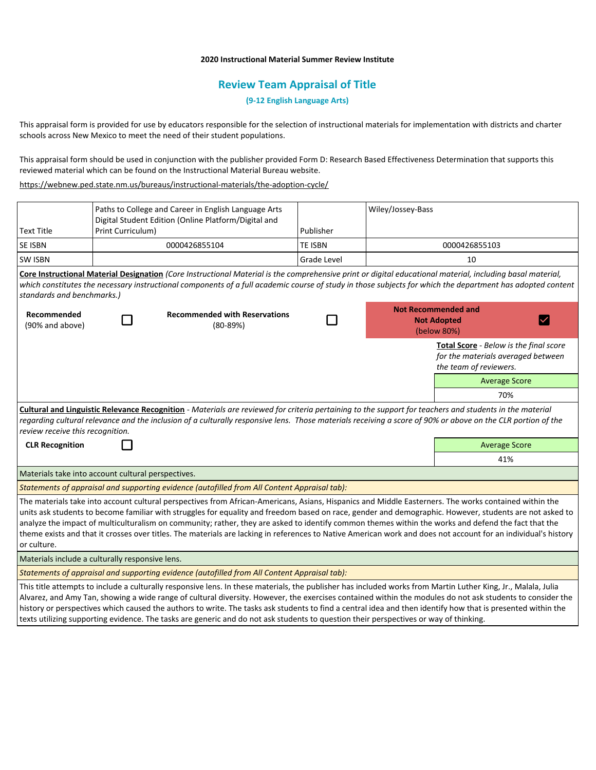**2020 Instructional Material Summer Review Institute**

## Review Team Appraisal of Title

**(9-12 English Language Arts)**

This appraisal form is provided for use by educators responsible for the selection of instructional materials for implementation with districts and charter schools across New Mexico to meet the need of their student populations.

This appraisal form should be used in conjunction with the publisher provided Form D: Research Based Effectiveness Determination that supports this reviewed material which can be found on the Instructional Material Bureau website.

https://webnew.ped.state.nm.us/bureaus/instructional-materials/the-adoption-cycle/

| | | | |
|---|---|---|---|
| Text Title | Paths to College and Career in English Language Arts Digital Student Edition (Online Platform/Digital and Print Curriculum) | Publisher | Wiley/Jossey-Bass |
| SE ISBN | 0000426855104 | TE ISBN | 0000426855103 |
| SW ISBN | | Grade Level | 10 |

**Core Instructional Material Designation** *(Core Instructional Material is the comprehensive print or digital educational material, including basal material, which constitutes the necessary instructional components of a full academic course of study in those subjects for which the department has adopted content standards and benchmarks.)*

| Recommended (90% and above) | ☐ | Recommended with Reservations (80-89%) | ☐ | Not Recommended and Not Adopted (below 80%) | ☑ |
|---|---|---|---|---|---|

**Total Score** - *Below is the final score for the materials averaged between the team of reviewers.*

| Average Score |
|---|
| 70% |

**Cultural and Linguistic Relevance Recognition** - *Materials are reviewed for criteria pertaining to the support for teachers and students in the material regarding cultural relevance and the inclusion of a culturally responsive lens. Those materials receiving a score of 90% or above on the CLR portion of the review receive this recognition.*

**CLR Recognition** ☐

| Average Score |
|---|
| 41% |

Materials take into account cultural perspectives.

*Statements of appraisal and supporting evidence (autofilled from All Content Appraisal tab):*

The materials take into account cultural perspectives from African-Americans, Asians, Hispanics and Middle Easterners. The works contained within the units ask students to become familiar with struggles for equality and freedom based on race, gender and demographic. However, students are not asked to analyze the impact of multiculturalism on community; rather, they are asked to identify common themes within the works and defend the fact that the theme exists and that it crosses over titles. The materials are lacking in references to Native American work and does not account for an individual's history or culture.

Materials include a culturally responsive lens.

*Statements of appraisal and supporting evidence (autofilled from All Content Appraisal tab):*

This title attempts to include a culturally responsive lens. In these materials, the publisher has included works from Martin Luther King, Jr., Malala, Julia Alvarez, and Amy Tan, showing a wide range of cultural diversity. However, the exercises contained within the modules do not ask students to consider the history or perspectives which caused the authors to write. The tasks ask students to find a central idea and then identify how that is presented within the texts utilizing supporting evidence. The tasks are generic and do not ask students to question their perspectives or way of thinking.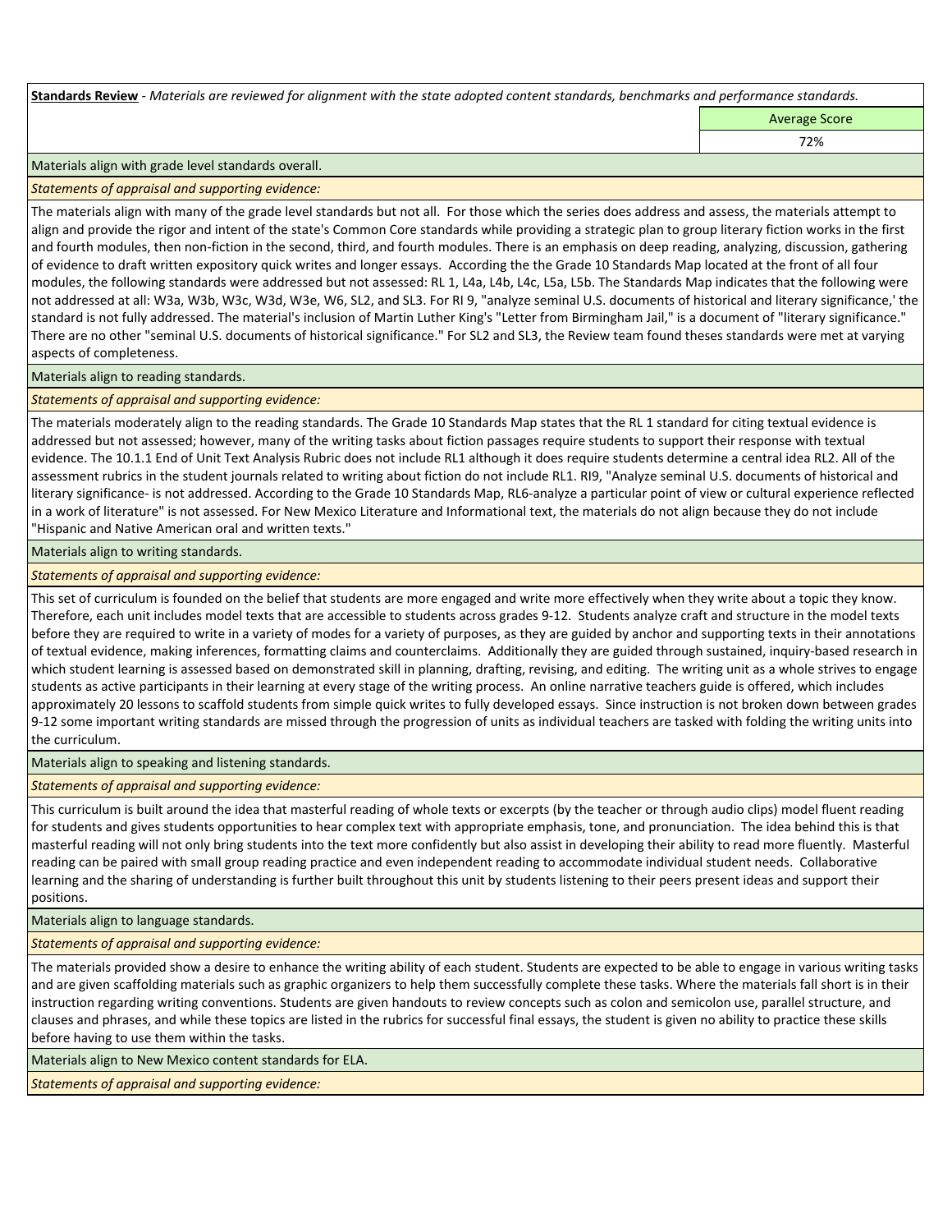**Standards Review** - *Materials are reviewed for alignment with the state adopted content standards, benchmarks and performance standards.*

| | Average Score |
|---|---|
| | 72% |

Materials align with grade level standards overall.

*Statements of appraisal and supporting evidence:*

The materials align with many of the grade level standards but not all. For those which the series does address and assess, the materials attempt to align and provide the rigor and intent of the state's Common Core standards while providing a strategic plan to group literary fiction works in the first and fourth modules, then non-fiction in the second, third, and fourth modules. There is an emphasis on deep reading, analyzing, discussion, gathering of evidence to draft written expository quick writes and longer essays. According the the Grade 10 Standards Map located at the front of all four modules, the following standards were addressed but not assessed: RL 1, L4a, L4b, L4c, L5a, L5b. The Standards Map indicates that the following were not addressed at all: W3a, W3b, W3c, W3d, W3e, W6, SL2, and SL3. For RI 9, "analyze seminal U.S. documents of historical and literary significance,' the standard is not fully addressed. The material's inclusion of Martin Luther King's "Letter from Birmingham Jail," is a document of "literary significance." There are no other "seminal U.S. documents of historical significance." For SL2 and SL3, the Review team found theses standards were met at varying aspects of completeness.

Materials align to reading standards.

*Statements of appraisal and supporting evidence:*

The materials moderately align to the reading standards. The Grade 10 Standards Map states that the RL 1 standard for citing textual evidence is addressed but not assessed; however, many of the writing tasks about fiction passages require students to support their response with textual evidence. The 10.1.1 End of Unit Text Analysis Rubric does not include RL1 although it does require students determine a central idea RL2. All of the assessment rubrics in the student journals related to writing about fiction do not include RL1. RI9, "Analyze seminal U.S. documents of historical and literary significance- is not addressed. According to the Grade 10 Standards Map, RL6-analyze a particular point of view or cultural experience reflected in a work of literature" is not assessed. For New Mexico Literature and Informational text, the materials do not align because they do not include "Hispanic and Native American oral and written texts."

Materials align to writing standards.

*Statements of appraisal and supporting evidence:*

This set of curriculum is founded on the belief that students are more engaged and write more effectively when they write about a topic they know. Therefore, each unit includes model texts that are accessible to students across grades 9-12. Students analyze craft and structure in the model texts before they are required to write in a variety of modes for a variety of purposes, as they are guided by anchor and supporting texts in their annotations of textual evidence, making inferences, formatting claims and counterclaims. Additionally they are guided through sustained, inquiry-based research in which student learning is assessed based on demonstrated skill in planning, drafting, revising, and editing. The writing unit as a whole strives to engage students as active participants in their learning at every stage of the writing process. An online narrative teachers guide is offered, which includes approximately 20 lessons to scaffold students from simple quick writes to fully developed essays. Since instruction is not broken down between grades 9-12 some important writing standards are missed through the progression of units as individual teachers are tasked with folding the writing units into the curriculum.

Materials align to speaking and listening standards.

*Statements of appraisal and supporting evidence:*

This curriculum is built around the idea that masterful reading of whole texts or excerpts (by the teacher or through audio clips) model fluent reading for students and gives students opportunities to hear complex text with appropriate emphasis, tone, and pronunciation. The idea behind this is that masterful reading will not only bring students into the text more confidently but also assist in developing their ability to read more fluently. Masterful reading can be paired with small group reading practice and even independent reading to accommodate individual student needs. Collaborative learning and the sharing of understanding is further built throughout this unit by students listening to their peers present ideas and support their positions.

Materials align to language standards.

*Statements of appraisal and supporting evidence:*

The materials provided show a desire to enhance the writing ability of each student. Students are expected to be able to engage in various writing tasks and are given scaffolding materials such as graphic organizers to help them successfully complete these tasks. Where the materials fall short is in their instruction regarding writing conventions. Students are given handouts to review concepts such as colon and semicolon use, parallel structure, and clauses and phrases, and while these topics are listed in the rubrics for successful final essays, the student is given no ability to practice these skills before having to use them within the tasks.

Materials align to New Mexico content standards for ELA.

*Statements of appraisal and supporting evidence:*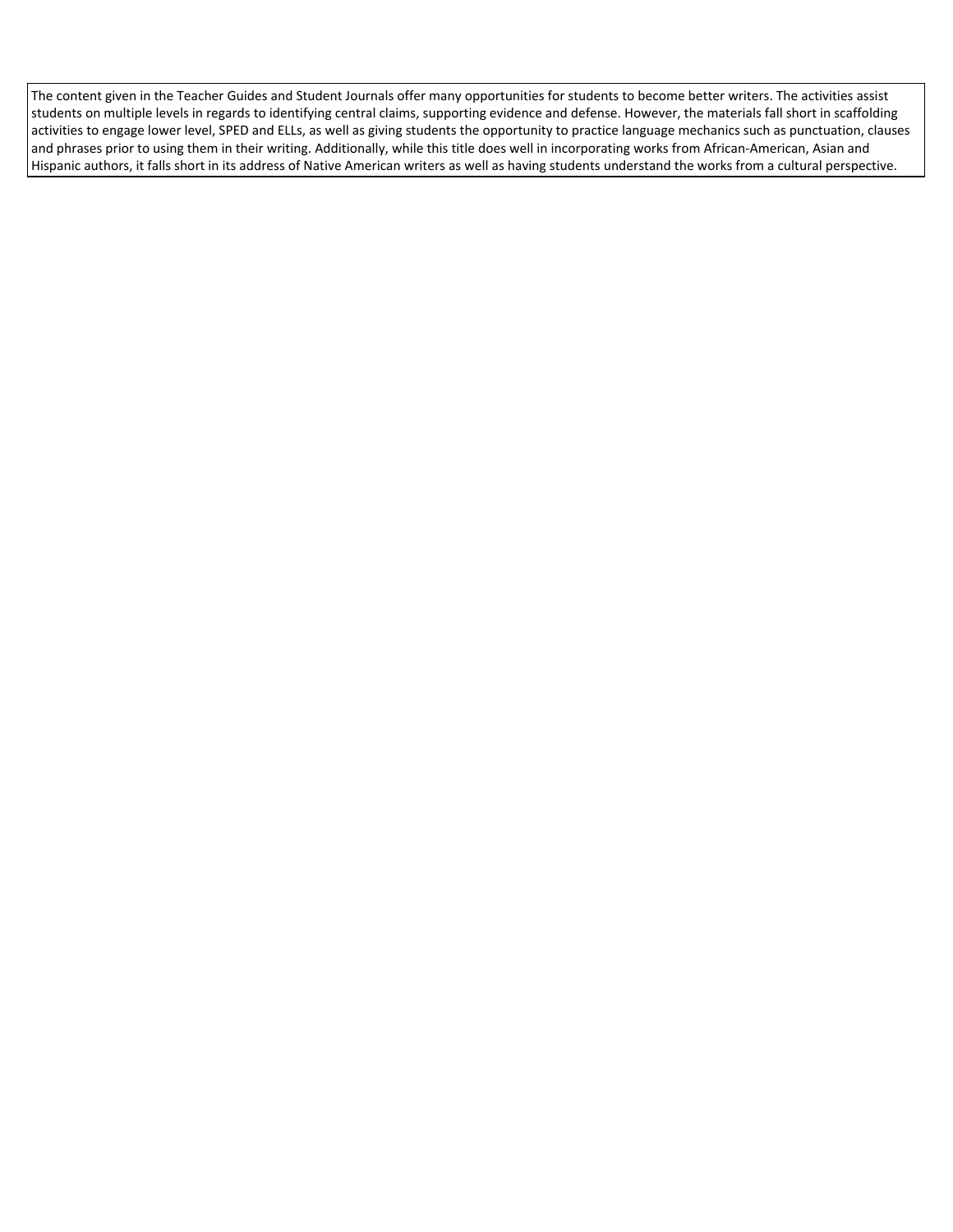The content given in the Teacher Guides and Student Journals offer many opportunities for students to become better writers. The activities assist students on multiple levels in regards to identifying central claims, supporting evidence and defense. However, the materials fall short in scaffolding activities to engage lower level, SPED and ELLs, as well as giving students the opportunity to practice language mechanics such as punctuation, clauses and phrases prior to using them in their writing. Additionally, while this title does well in incorporating works from African-American, Asian and Hispanic authors, it falls short in its address of Native American writers as well as having students understand the works from a cultural perspective.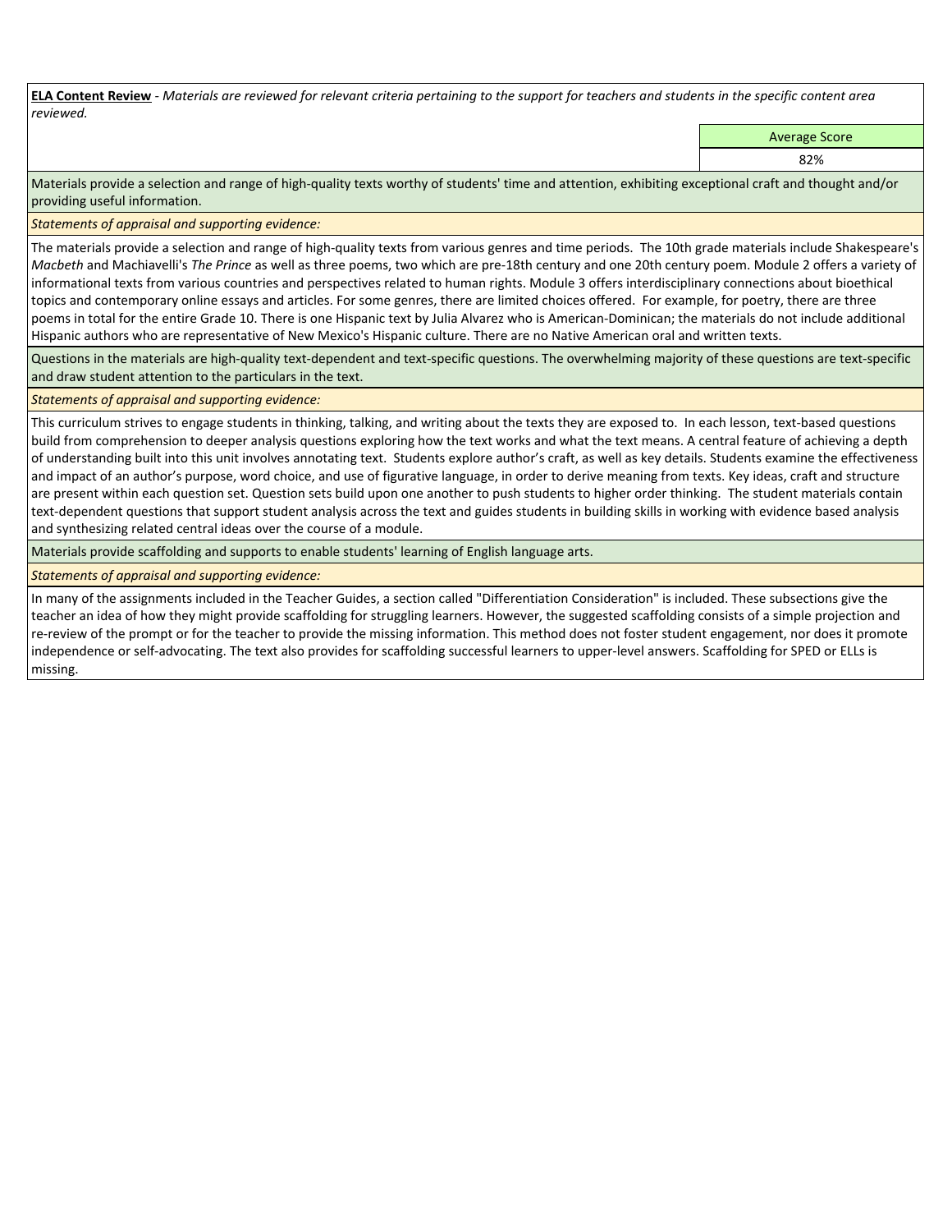**ELA Content Review** - *Materials are reviewed for relevant criteria pertaining to the support for teachers and students in the specific content area reviewed.*

| Average Score |
| --- |
| 82% |

Materials provide a selection and range of high-quality texts worthy of students' time and attention, exhibiting exceptional craft and thought and/or providing useful information.

*Statements of appraisal and supporting evidence:*

The materials provide a selection and range of high-quality texts from various genres and time periods. The 10th grade materials include Shakespeare's *Macbeth* and Machiavelli's *The Prince* as well as three poems, two which are pre-18th century and one 20th century poem. Module 2 offers a variety of informational texts from various countries and perspectives related to human rights. Module 3 offers interdisciplinary connections about bioethical topics and contemporary online essays and articles. For some genres, there are limited choices offered. For example, for poetry, there are three poems in total for the entire Grade 10. There is one Hispanic text by Julia Alvarez who is American-Dominican; the materials do not include additional Hispanic authors who are representative of New Mexico's Hispanic culture. There are no Native American oral and written texts.

Questions in the materials are high-quality text-dependent and text-specific questions. The overwhelming majority of these questions are text-specific and draw student attention to the particulars in the text.

*Statements of appraisal and supporting evidence:*

This curriculum strives to engage students in thinking, talking, and writing about the texts they are exposed to. In each lesson, text-based questions build from comprehension to deeper analysis questions exploring how the text works and what the text means. A central feature of achieving a depth of understanding built into this unit involves annotating text. Students explore author's craft, as well as key details. Students examine the effectiveness and impact of an author's purpose, word choice, and use of figurative language, in order to derive meaning from texts. Key ideas, craft and structure are present within each question set. Question sets build upon one another to push students to higher order thinking. The student materials contain text-dependent questions that support student analysis across the text and guides students in building skills in working with evidence based analysis and synthesizing related central ideas over the course of a module.

Materials provide scaffolding and supports to enable students' learning of English language arts.

*Statements of appraisal and supporting evidence:*

In many of the assignments included in the Teacher Guides, a section called "Differentiation Consideration" is included. These subsections give the teacher an idea of how they might provide scaffolding for struggling learners. However, the suggested scaffolding consists of a simple projection and re-review of the prompt or for the teacher to provide the missing information. This method does not foster student engagement, nor does it promote independence or self-advocating. The text also provides for scaffolding successful learners to upper-level answers. Scaffolding for SPED or ELLs is missing.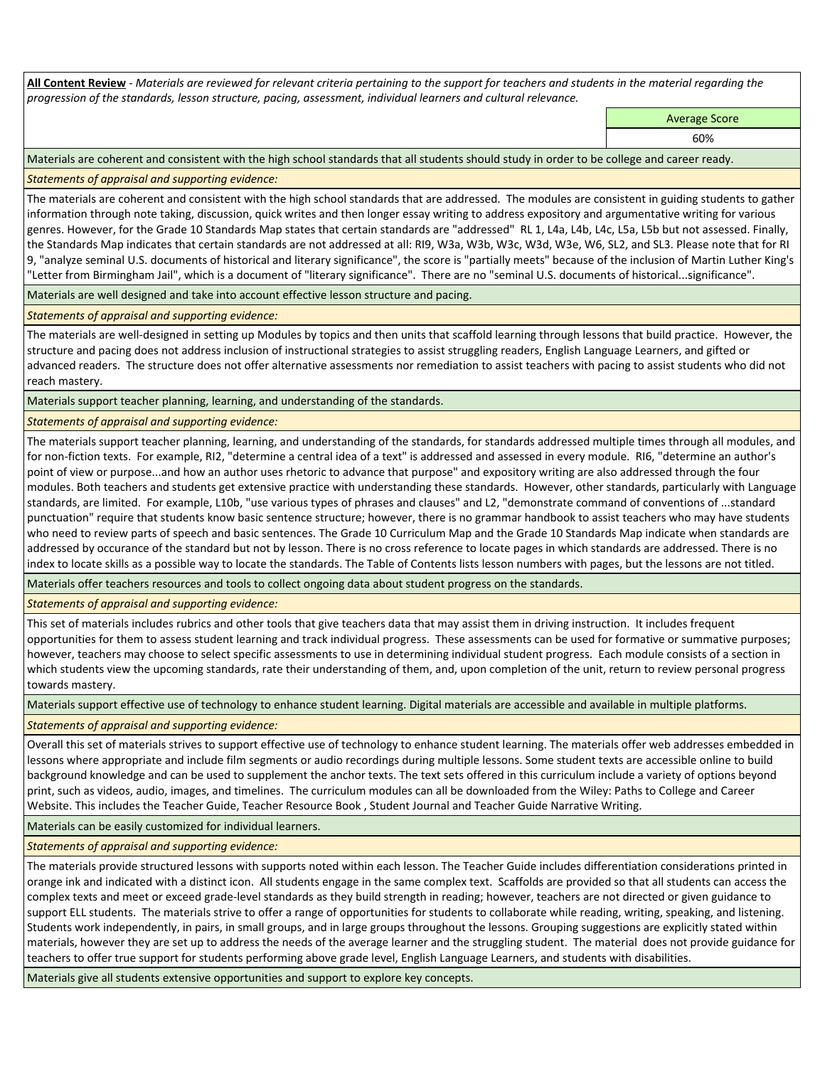**All Content Review** - *Materials are reviewed for relevant criteria pertaining to the support for teachers and students in the material regarding the progression of the standards, lesson structure, pacing, assessment, individual learners and cultural relevance.*

| | Average Score |
|---|---|
| | 60% |

Materials are coherent and consistent with the high school standards that all students should study in order to be college and career ready.

*Statements of appraisal and supporting evidence:*

The materials are coherent and consistent with the high school standards that are addressed. The modules are consistent in guiding students to gather information through note taking, discussion, quick writes and then longer essay writing to address expository and argumentative writing for various genres. However, for the Grade 10 Standards Map states that certain standards are "addressed" RL 1, L4a, L4b, L4c, L5a, L5b but not assessed. Finally, the Standards Map indicates that certain standards are not addressed at all: RI9, W3a, W3b, W3c, W3d, W3e, W6, SL2, and SL3. Please note that for RI 9, "analyze seminal U.S. documents of historical and literary significance", the score is "partially meets" because of the inclusion of Martin Luther King's "Letter from Birmingham Jail", which is a document of "literary significance". There are no "seminal U.S. documents of historical...significance".

Materials are well designed and take into account effective lesson structure and pacing.

*Statements of appraisal and supporting evidence:*

The materials are well-designed in setting up Modules by topics and then units that scaffold learning through lessons that build practice. However, the structure and pacing does not address inclusion of instructional strategies to assist struggling readers, English Language Learners, and gifted or advanced readers. The structure does not offer alternative assessments nor remediation to assist teachers with pacing to assist students who did not reach mastery.

Materials support teacher planning, learning, and understanding of the standards.

*Statements of appraisal and supporting evidence:*

The materials support teacher planning, learning, and understanding of the standards, for standards addressed multiple times through all modules, and for non-fiction texts. For example, RI2, "determine a central idea of a text" is addressed and assessed in every module. RI6, "determine an author's point of view or purpose...and how an author uses rhetoric to advance that purpose" and expository writing are also addressed through the four modules. Both teachers and students get extensive practice with understanding these standards. However, other standards, particularly with Language standards, are limited. For example, L10b, "use various types of phrases and clauses" and L2, "demonstrate command of conventions of ...standard punctuation" require that students know basic sentence structure; however, there is no grammar handbook to assist teachers who may have students who need to review parts of speech and basic sentences. The Grade 10 Curriculum Map and the Grade 10 Standards Map indicate when standards are addressed by occurance of the standard but not by lesson. There is no cross reference to locate pages in which standards are addressed. There is no index to locate skills as a possible way to locate the standards. The Table of Contents lists lesson numbers with pages, but the lessons are not titled.

Materials offer teachers resources and tools to collect ongoing data about student progress on the standards.

*Statements of appraisal and supporting evidence:*

This set of materials includes rubrics and other tools that give teachers data that may assist them in driving instruction. It includes frequent opportunities for them to assess student learning and track individual progress. These assessments can be used for formative or summative purposes; however, teachers may choose to select specific assessments to use in determining individual student progress. Each module consists of a section in which students view the upcoming standards, rate their understanding of them, and, upon completion of the unit, return to review personal progress towards mastery.

Materials support effective use of technology to enhance student learning. Digital materials are accessible and available in multiple platforms.

*Statements of appraisal and supporting evidence:*

Overall this set of materials strives to support effective use of technology to enhance student learning. The materials offer web addresses embedded in lessons where appropriate and include film segments or audio recordings during multiple lessons. Some student texts are accessible online to build background knowledge and can be used to supplement the anchor texts. The text sets offered in this curriculum include a variety of options beyond print, such as videos, audio, images, and timelines. The curriculum modules can all be downloaded from the Wiley: Paths to College and Career Website. This includes the Teacher Guide, Teacher Resource Book , Student Journal and Teacher Guide Narrative Writing.

Materials can be easily customized for individual learners.

*Statements of appraisal and supporting evidence:*

The materials provide structured lessons with supports noted within each lesson. The Teacher Guide includes differentiation considerations printed in orange ink and indicated with a distinct icon. All students engage in the same complex text. Scaffolds are provided so that all students can access the complex texts and meet or exceed grade-level standards as they build strength in reading; however, teachers are not directed or given guidance to support ELL students. The materials strive to offer a range of opportunities for students to collaborate while reading, writing, speaking, and listening. Students work independently, in pairs, in small groups, and in large groups throughout the lessons. Grouping suggestions are explicitly stated within materials, however they are set up to address the needs of the average learner and the struggling student. The material does not provide guidance for teachers to offer true support for students performing above grade level, English Language Learners, and students with disabilities.

Materials give all students extensive opportunities and support to explore key concepts.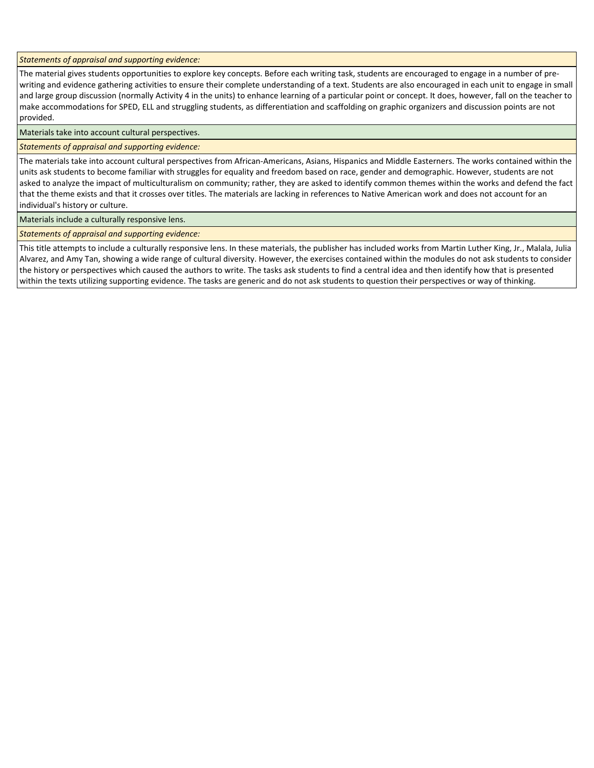*Statements of appraisal and supporting evidence:*

The material gives students opportunities to explore key concepts. Before each writing task, students are encouraged to engage in a number of pre-writing and evidence gathering activities to ensure their complete understanding of a text. Students are also encouraged in each unit to engage in small and large group discussion (normally Activity 4 in the units) to enhance learning of a particular point or concept. It does, however, fall on the teacher to make accommodations for SPED, ELL and struggling students, as differentiation and scaffolding on graphic organizers and discussion points are not provided.

Materials take into account cultural perspectives.

*Statements of appraisal and supporting evidence:*

The materials take into account cultural perspectives from African-Americans, Asians, Hispanics and Middle Easterners. The works contained within the units ask students to become familiar with struggles for equality and freedom based on race, gender and demographic. However, students are not asked to analyze the impact of multiculturalism on community; rather, they are asked to identify common themes within the works and defend the fact that the theme exists and that it crosses over titles. The materials are lacking in references to Native American work and does not account for an individual's history or culture.

Materials include a culturally responsive lens.

*Statements of appraisal and supporting evidence:*

This title attempts to include a culturally responsive lens. In these materials, the publisher has included works from Martin Luther King, Jr., Malala, Julia Alvarez, and Amy Tan, showing a wide range of cultural diversity. However, the exercises contained within the modules do not ask students to consider the history or perspectives which caused the authors to write. The tasks ask students to find a central idea and then identify how that is presented within the texts utilizing supporting evidence. The tasks are generic and do not ask students to question their perspectives or way of thinking.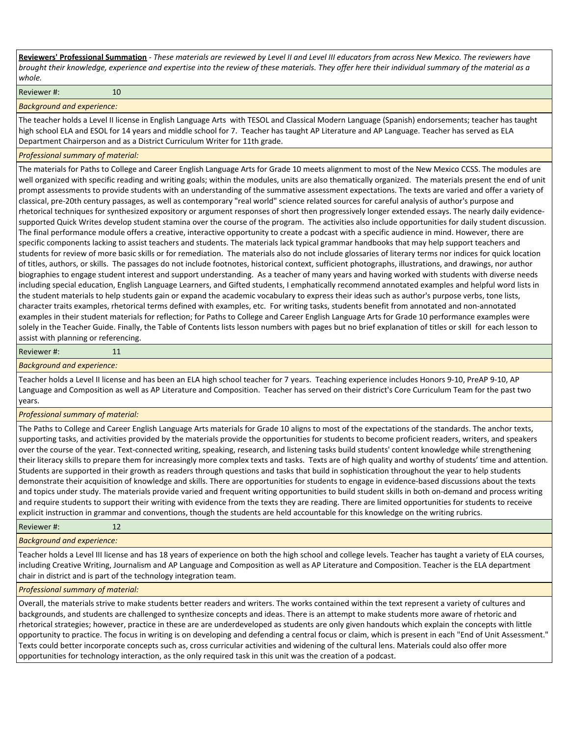**Reviewers' Professional Summation** - *These materials are reviewed by Level II and Level III educators from across New Mexico. The reviewers have brought their knowledge, experience and expertise into the review of these materials. They offer here their individual summary of the material as a whole.*

Reviewer #: 10

*Background and experience:*

The teacher holds a Level II license in English Language Arts with TESOL and Classical Modern Language (Spanish) endorsements; teacher has taught high school ELA and ESOL for 14 years and middle school for 7. Teacher has taught AP Literature and AP Language. Teacher has served as ELA Department Chairperson and as a District Curriculum Writer for 11th grade.

*Professional summary of material:*

The materials for Paths to College and Career English Language Arts for Grade 10 meets alignment to most of the New Mexico CCSS. The modules are well organized with specific reading and writing goals; within the modules, units are also thematically organized. The materials present the end of unit prompt assessments to provide students with an understanding of the summative assessment expectations. The texts are varied and offer a variety of classical, pre-20th century passages, as well as contemporary "real world" science related sources for careful analysis of author's purpose and rhetorical techniques for synthesized expository or argument responses of short then progressively longer extended essays. The nearly daily evidence-supported Quick Writes develop student stamina over the course of the program. The activities also include opportunities for daily student discussion. The final performance module offers a creative, interactive opportunity to create a podcast with a specific audience in mind. However, there are specific components lacking to assist teachers and students. The materials lack typical grammar handbooks that may help support teachers and students for review of more basic skills or for remediation. The materials also do not include glossaries of literary terms nor indices for quick location of titles, authors, or skills. The passages do not include footnotes, historical context, sufficient photographs, illustrations, and drawings, nor author biographies to engage student interest and support understanding. As a teacher of many years and having worked with students with diverse needs including special education, English Language Learners, and Gifted students, I emphatically recommend annotated examples and helpful word lists in the student materials to help students gain or expand the academic vocabulary to express their ideas such as author's purpose verbs, tone lists, character traits examples, rhetorical terms defined with examples, etc. For writing tasks, students benefit from annotated and non-annotated examples in their student materials for reflection; for Paths to College and Career English Language Arts for Grade 10 performance examples were solely in the Teacher Guide. Finally, the Table of Contents lists lesson numbers with pages but no brief explanation of titles or skill for each lesson to assist with planning or referencing.

Reviewer #: 11

*Background and experience:*

Teacher holds a Level II license and has been an ELA high school teacher for 7 years. Teaching experience includes Honors 9-10, PreAP 9-10, AP Language and Composition as well as AP Literature and Composition. Teacher has served on their district's Core Curriculum Team for the past two years.

*Professional summary of material:*

The Paths to College and Career English Language Arts materials for Grade 10 aligns to most of the expectations of the standards. The anchor texts, supporting tasks, and activities provided by the materials provide the opportunities for students to become proficient readers, writers, and speakers over the course of the year. Text-connected writing, speaking, research, and listening tasks build students' content knowledge while strengthening their literacy skills to prepare them for increasingly more complex texts and tasks. Texts are of high quality and worthy of students' time and attention. Students are supported in their growth as readers through questions and tasks that build in sophistication throughout the year to help students demonstrate their acquisition of knowledge and skills. There are opportunities for students to engage in evidence-based discussions about the texts and topics under study. The materials provide varied and frequent writing opportunities to build student skills in both on-demand and process writing and require students to support their writing with evidence from the texts they are reading. There are limited opportunities for students to receive explicit instruction in grammar and conventions, though the students are held accountable for this knowledge on the writing rubrics.

Reviewer #: 12

*Background and experience:*

Teacher holds a Level III license and has 18 years of experience on both the high school and college levels. Teacher has taught a variety of ELA courses, including Creative Writing, Journalism and AP Language and Composition as well as AP Literature and Composition. Teacher is the ELA department chair in district and is part of the technology integration team.

*Professional summary of material:*

Overall, the materials strive to make students better readers and writers. The works contained within the text represent a variety of cultures and backgrounds, and students are challenged to synthesize concepts and ideas. There is an attempt to make students more aware of rhetoric and rhetorical strategies; however, practice in these are are underdeveloped as students are only given handouts which explain the concepts with little opportunity to practice. The focus in writing is on developing and defending a central focus or claim, which is present in each "End of Unit Assessment." Texts could better incorporate concepts such as, cross curricular activities and widening of the cultural lens. Materials could also offer more opportunities for technology interaction, as the only required task in this unit was the creation of a podcast.